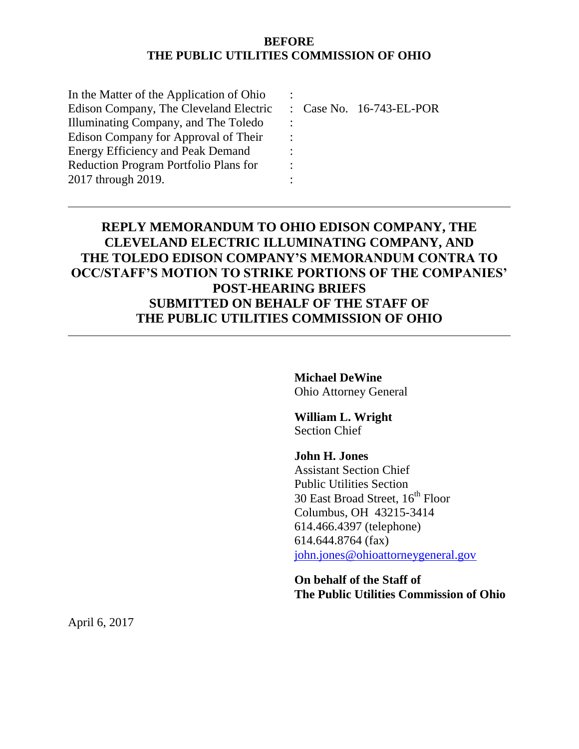**BEFORE**
**THE PUBLIC UTILITIES COMMISSION OF OHIO**

| | | |
|---|---|---|
| In the Matter of the Application of Ohio Edison Company, The Cleveland Electric Illuminating Company, and The Toledo Edison Company for Approval of Their Energy Efficiency and Peak Demand Reduction Program Portfolio Plans for 2017 through 2019. | : | Case No. 16-743-EL-POR |

---

**REPLY MEMORANDUM TO OHIO EDISON COMPANY, THE CLEVELAND ELECTRIC ILLUMINATING COMPANY, AND THE TOLEDO EDISON COMPANY'S MEMORANDUM CONTRA TO OCC/STAFF'S MOTION TO STRIKE PORTIONS OF THE COMPANIES' POST-HEARING BRIEFS**
**SUBMITTED ON BEHALF OF THE STAFF OF THE PUBLIC UTILITIES COMMISSION OF OHIO**

---

**Michael DeWine**
Ohio Attorney General

**William L. Wright**
Section Chief

**John H. Jones**
Assistant Section Chief
Public Utilities Section
30 East Broad Street, 16th Floor
Columbus, OH 43215-3414
614.466.4397 (telephone)
614.644.8764 (fax)
john.jones@ohioattorneygeneral.gov

**On behalf of the Staff of**
**The Public Utilities Commission of Ohio**

April 6, 2017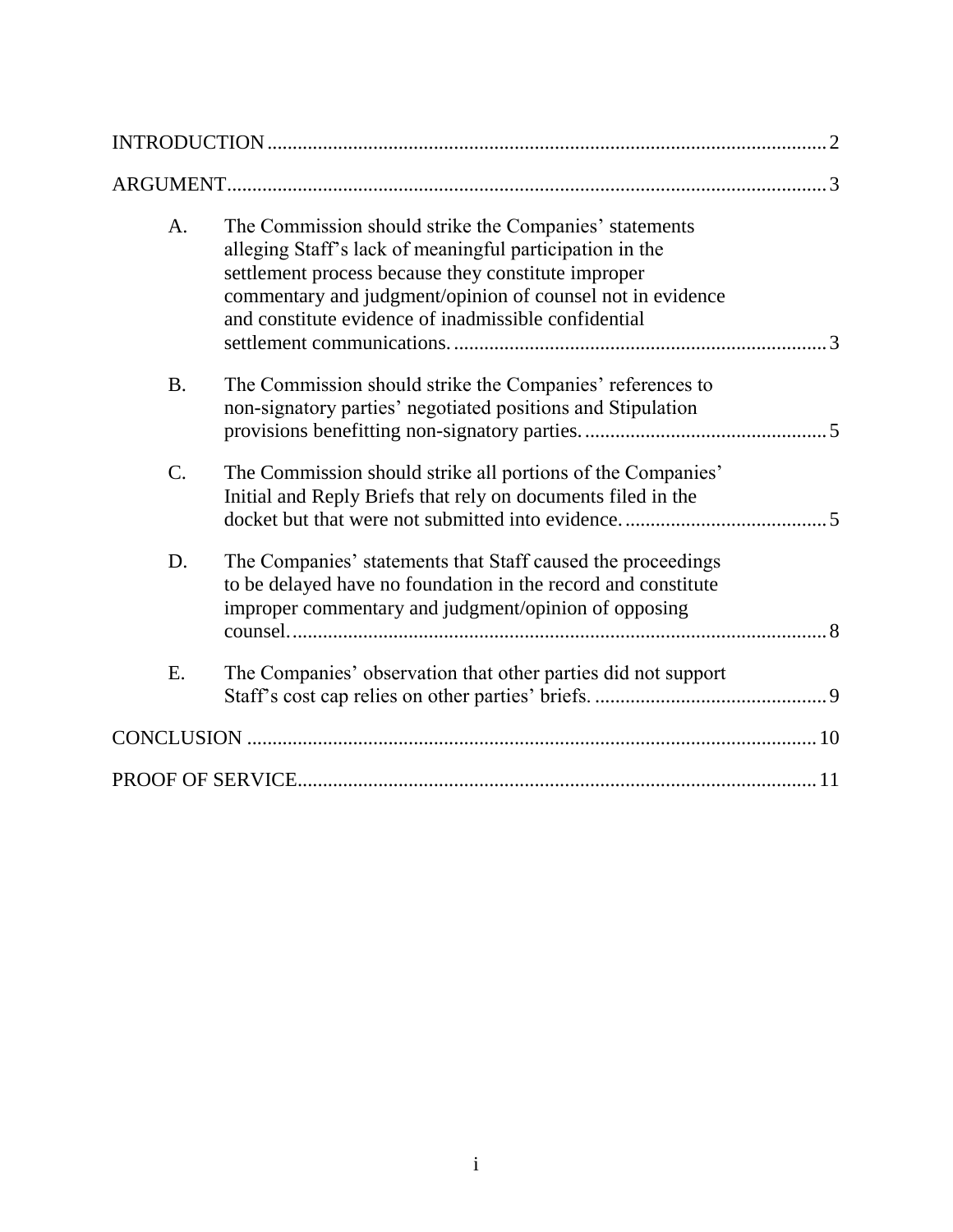INTRODUCTION .............................................................................................................. 2

ARGUMENT...................................................................................................................... 3

A. The Commission should strike the Companies' statements alleging Staff's lack of meaningful participation in the settlement process because they constitute improper commentary and judgment/opinion of counsel not in evidence and constitute evidence of inadmissible confidential settlement communications. ......................................................................... 3

B. The Commission should strike the Companies' references to non-signatory parties' negotiated positions and Stipulation provisions benefitting non-signatory parties. ............................................... 5

C. The Commission should strike all portions of the Companies' Initial and Reply Briefs that rely on documents filed in the docket but that were not submitted into evidence. ....................................... 5

D. The Companies' statements that Staff caused the proceedings to be delayed have no foundation in the record and constitute improper commentary and judgment/opinion of opposing counsel. ........................................................................................................ 8

E. The Companies' observation that other parties did not support Staff's cost cap relies on other parties' briefs. ............................................. 9

CONCLUSION ................................................................................................................ 10

PROOF OF SERVICE...................................................................................................... 11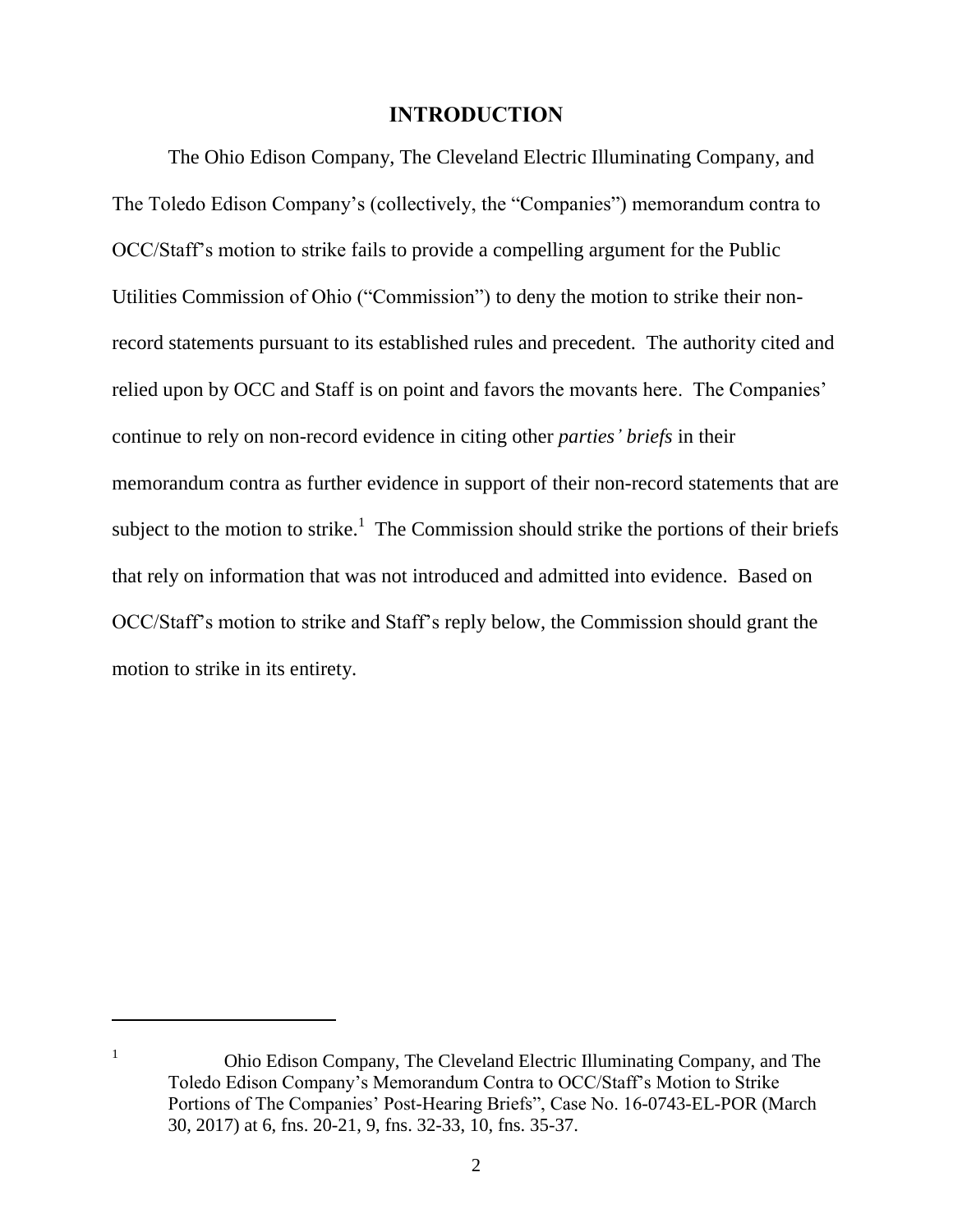# INTRODUCTION

The Ohio Edison Company, The Cleveland Electric Illuminating Company, and The Toledo Edison Company's (collectively, the "Companies") memorandum contra to OCC/Staff's motion to strike fails to provide a compelling argument for the Public Utilities Commission of Ohio ("Commission") to deny the motion to strike their non-record statements pursuant to its established rules and precedent. The authority cited and relied upon by OCC and Staff is on point and favors the movants here. The Companies' continue to rely on non-record evidence in citing other *parties' briefs* in their memorandum contra as further evidence in support of their non-record statements that are subject to the motion to strike.[1] The Commission should strike the portions of their briefs that rely on information that was not introduced and admitted into evidence. Based on OCC/Staff's motion to strike and Staff's reply below, the Commission should grant the motion to strike in its entirety.

---

[1] Ohio Edison Company, The Cleveland Electric Illuminating Company, and The Toledo Edison Company's Memorandum Contra to OCC/Staff's Motion to Strike Portions of The Companies' Post-Hearing Briefs", Case No. 16-0743-EL-POR (March 30, 2017) at 6, fns. 20-21, 9, fns. 32-33, 10, fns. 35-37.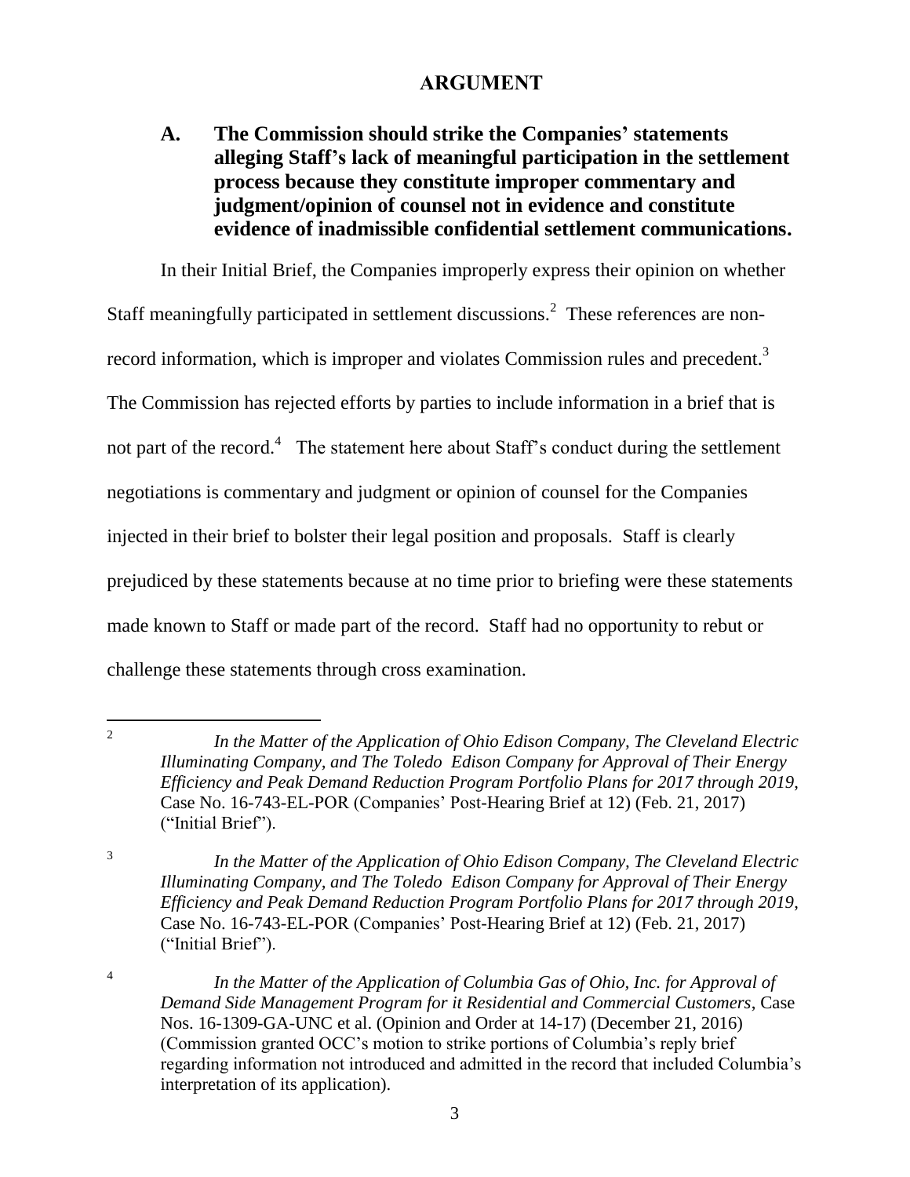## ARGUMENT

### A. The Commission should strike the Companies' statements alleging Staff's lack of meaningful participation in the settlement process because they constitute improper commentary and judgment/opinion of counsel not in evidence and constitute evidence of inadmissible confidential settlement communications.

In their Initial Brief, the Companies improperly express their opinion on whether Staff meaningfully participated in settlement discussions.[2] These references are non-record information, which is improper and violates Commission rules and precedent.[3] The Commission has rejected efforts by parties to include information in a brief that is not part of the record.[4] The statement here about Staff's conduct during the settlement negotiations is commentary and judgment or opinion of counsel for the Companies injected in their brief to bolster their legal position and proposals. Staff is clearly prejudiced by these statements because at no time prior to briefing were these statements made known to Staff or made part of the record. Staff had no opportunity to rebut or challenge these statements through cross examination.

---

[2] *In the Matter of the Application of Ohio Edison Company, The Cleveland Electric Illuminating Company, and The Toledo Edison Company for Approval of Their Energy Efficiency and Peak Demand Reduction Program Portfolio Plans for 2017 through 2019*, Case No. 16-743-EL-POR (Companies' Post-Hearing Brief at 12) (Feb. 21, 2017) ("Initial Brief").

[3] *In the Matter of the Application of Ohio Edison Company, The Cleveland Electric Illuminating Company, and The Toledo Edison Company for Approval of Their Energy Efficiency and Peak Demand Reduction Program Portfolio Plans for 2017 through 2019*, Case No. 16-743-EL-POR (Companies' Post-Hearing Brief at 12) (Feb. 21, 2017) ("Initial Brief").

[4] *In the Matter of the Application of Columbia Gas of Ohio, Inc. for Approval of Demand Side Management Program for it Residential and Commercial Customers*, Case Nos. 16-1309-GA-UNC et al. (Opinion and Order at 14-17) (December 21, 2016) (Commission granted OCC's motion to strike portions of Columbia's reply brief regarding information not introduced and admitted in the record that included Columbia's interpretation of its application).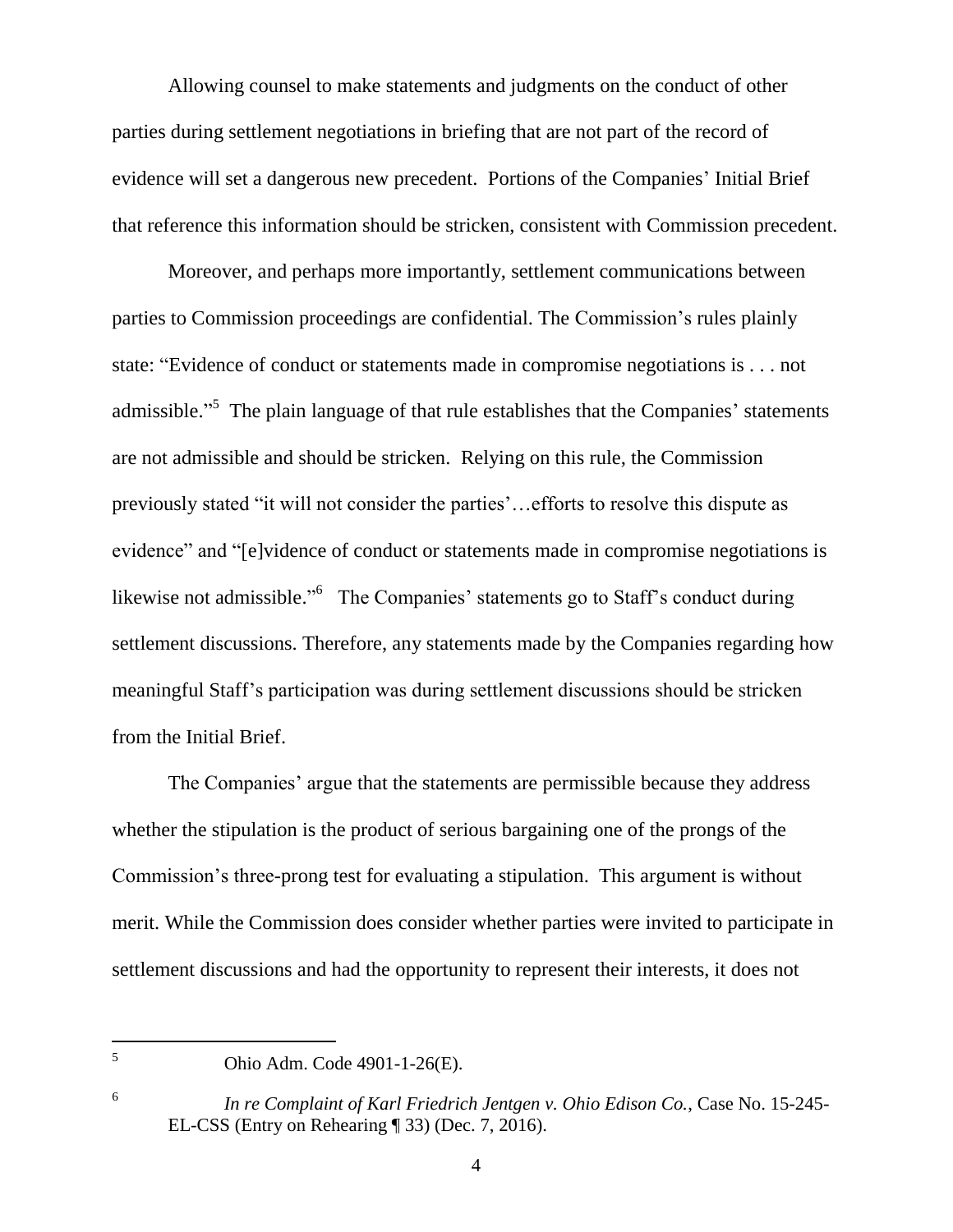Allowing counsel to make statements and judgments on the conduct of other parties during settlement negotiations in briefing that are not part of the record of evidence will set a dangerous new precedent. Portions of the Companies' Initial Brief that reference this information should be stricken, consistent with Commission precedent.

Moreover, and perhaps more importantly, settlement communications between parties to Commission proceedings are confidential. The Commission's rules plainly state: "Evidence of conduct or statements made in compromise negotiations is . . . not admissible."[5] The plain language of that rule establishes that the Companies' statements are not admissible and should be stricken. Relying on this rule, the Commission previously stated "it will not consider the parties'…efforts to resolve this dispute as evidence" and "[e]vidence of conduct or statements made in compromise negotiations is likewise not admissible."[6] The Companies' statements go to Staff's conduct during settlement discussions. Therefore, any statements made by the Companies regarding how meaningful Staff's participation was during settlement discussions should be stricken from the Initial Brief.

The Companies' argue that the statements are permissible because they address whether the stipulation is the product of serious bargaining one of the prongs of the Commission's three-prong test for evaluating a stipulation. This argument is without merit. While the Commission does consider whether parties were invited to participate in settlement discussions and had the opportunity to represent their interests, it does not

---

[5] Ohio Adm. Code 4901-1-26(E).

[6] *In re Complaint of Karl Friedrich Jentgen v. Ohio Edison Co.*, Case No. 15-245-EL-CSS (Entry on Rehearing ¶ 33) (Dec. 7, 2016).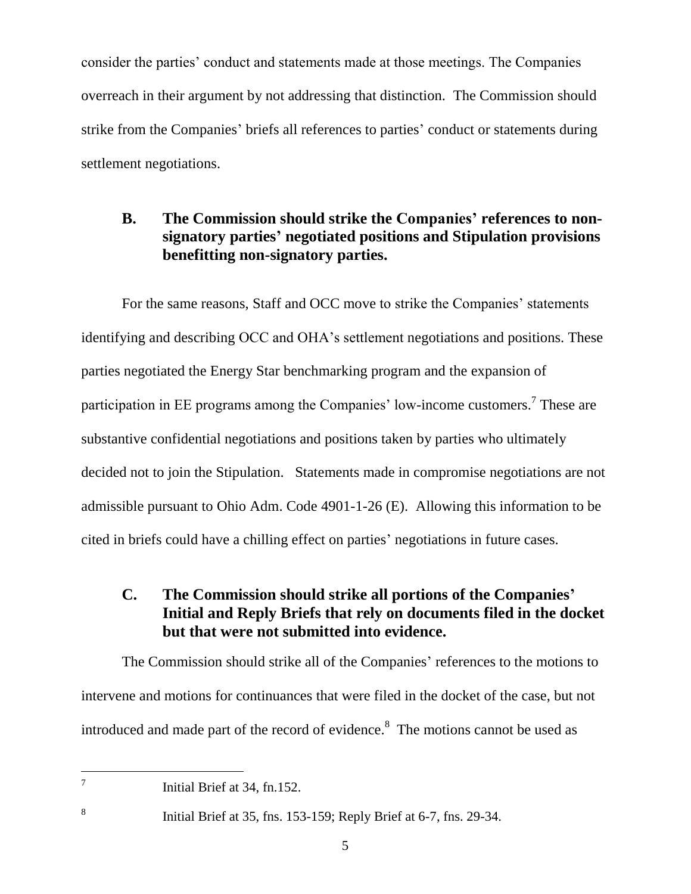consider the parties' conduct and statements made at those meetings. The Companies overreach in their argument by not addressing that distinction. The Commission should strike from the Companies' briefs all references to parties' conduct or statements during settlement negotiations.

### B. The Commission should strike the Companies' references to non-signatory parties' negotiated positions and Stipulation provisions benefitting non-signatory parties.

For the same reasons, Staff and OCC move to strike the Companies' statements identifying and describing OCC and OHA's settlement negotiations and positions. These parties negotiated the Energy Star benchmarking program and the expansion of participation in EE programs among the Companies' low-income customers.[7] These are substantive confidential negotiations and positions taken by parties who ultimately decided not to join the Stipulation. Statements made in compromise negotiations are not admissible pursuant to Ohio Adm. Code 4901-1-26 (E). Allowing this information to be cited in briefs could have a chilling effect on parties' negotiations in future cases.

### C. The Commission should strike all portions of the Companies' Initial and Reply Briefs that rely on documents filed in the docket but that were not submitted into evidence.

The Commission should strike all of the Companies' references to the motions to intervene and motions for continuances that were filed in the docket of the case, but not introduced and made part of the record of evidence.[8] The motions cannot be used as

---

[7] Initial Brief at 34, fn.152.

[8] Initial Brief at 35, fns. 153-159; Reply Brief at 6-7, fns. 29-34.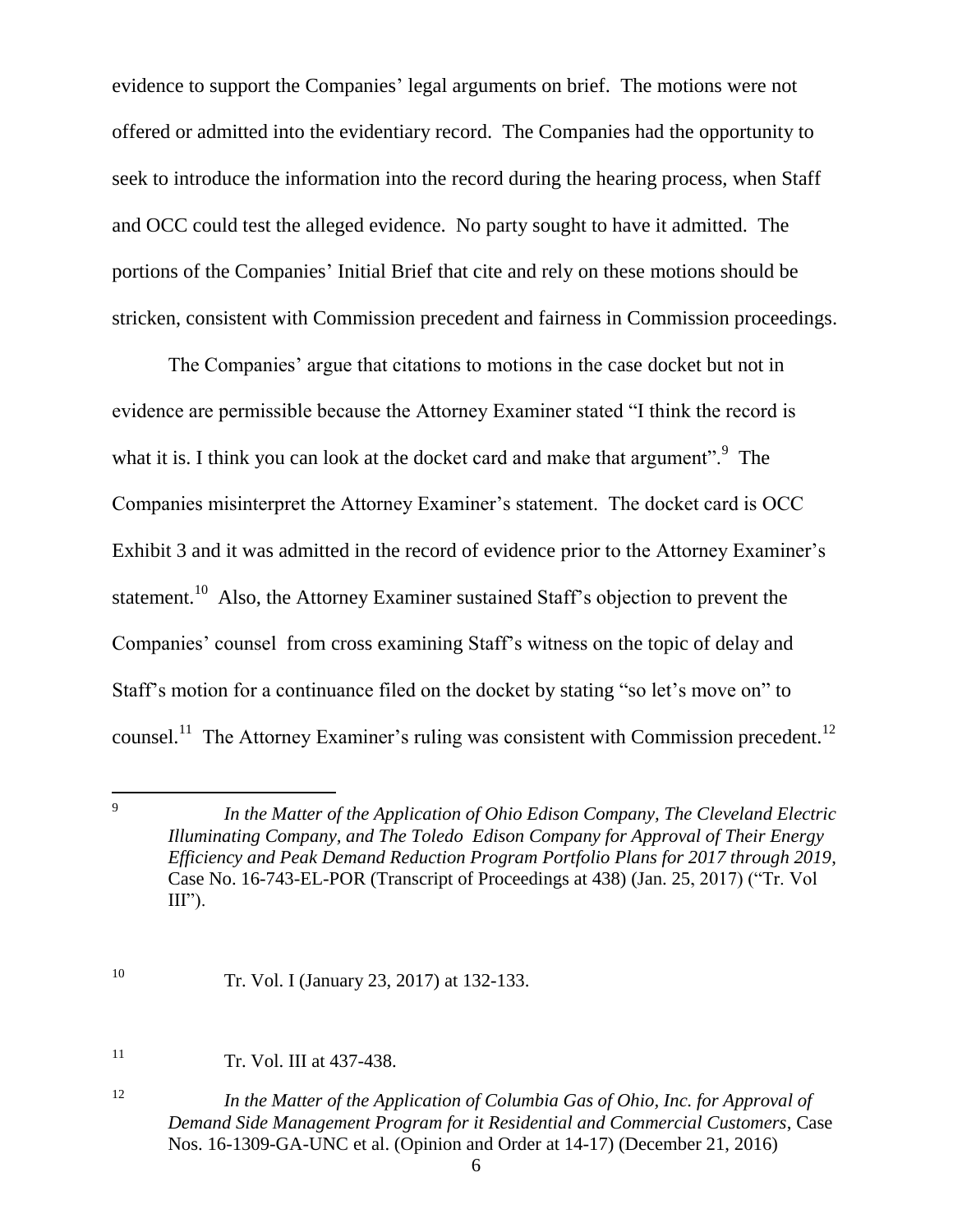evidence to support the Companies' legal arguments on brief. The motions were not offered or admitted into the evidentiary record. The Companies had the opportunity to seek to introduce the information into the record during the hearing process, when Staff and OCC could test the alleged evidence. No party sought to have it admitted. The portions of the Companies' Initial Brief that cite and rely on these motions should be stricken, consistent with Commission precedent and fairness in Commission proceedings.

The Companies' argue that citations to motions in the case docket but not in evidence are permissible because the Attorney Examiner stated "I think the record is what it is. I think you can look at the docket card and make that argument".[9] The Companies misinterpret the Attorney Examiner's statement. The docket card is OCC Exhibit 3 and it was admitted in the record of evidence prior to the Attorney Examiner's statement.[10] Also, the Attorney Examiner sustained Staff's objection to prevent the Companies' counsel from cross examining Staff's witness on the topic of delay and Staff's motion for a continuance filed on the docket by stating "so let's move on" to counsel.[11] The Attorney Examiner's ruling was consistent with Commission precedent.[12]

---

[9] *In the Matter of the Application of Ohio Edison Company, The Cleveland Electric Illuminating Company, and The Toledo Edison Company for Approval of Their Energy Efficiency and Peak Demand Reduction Program Portfolio Plans for 2017 through 2019*, Case No. 16-743-EL-POR (Transcript of Proceedings at 438) (Jan. 25, 2017) ("Tr. Vol III").

[10] Tr. Vol. I (January 23, 2017) at 132-133.

[11] Tr. Vol. III at 437-438.

[12] *In the Matter of the Application of Columbia Gas of Ohio, Inc. for Approval of Demand Side Management Program for it Residential and Commercial Customers*, Case Nos. 16-1309-GA-UNC et al. (Opinion and Order at 14-17) (December 21, 2016)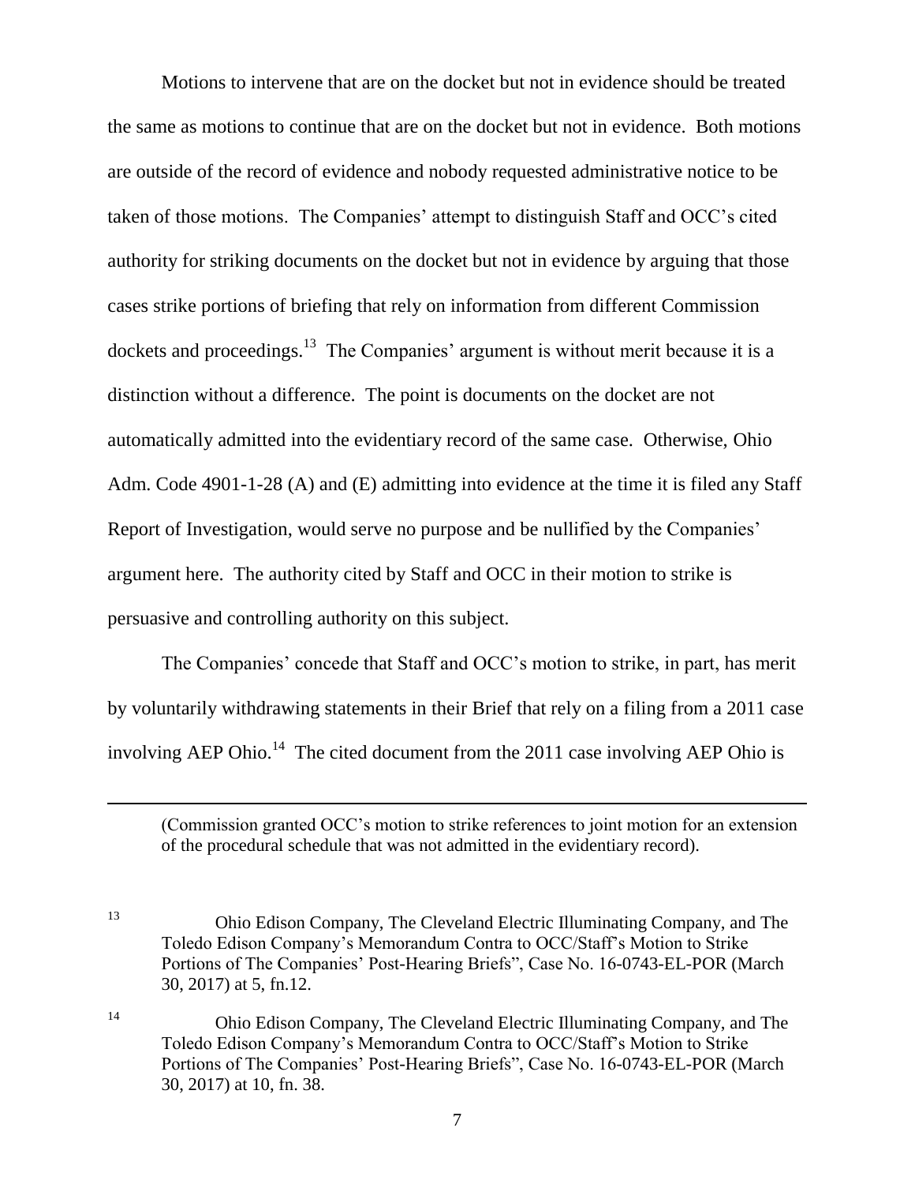Motions to intervene that are on the docket but not in evidence should be treated the same as motions to continue that are on the docket but not in evidence. Both motions are outside of the record of evidence and nobody requested administrative notice to be taken of those motions. The Companies' attempt to distinguish Staff and OCC's cited authority for striking documents on the docket but not in evidence by arguing that those cases strike portions of briefing that rely on information from different Commission dockets and proceedings.[13] The Companies' argument is without merit because it is a distinction without a difference. The point is documents on the docket are not automatically admitted into the evidentiary record of the same case. Otherwise, Ohio Adm. Code 4901-1-28 (A) and (E) admitting into evidence at the time it is filed any Staff Report of Investigation, would serve no purpose and be nullified by the Companies' argument here. The authority cited by Staff and OCC in their motion to strike is persuasive and controlling authority on this subject.

The Companies' concede that Staff and OCC's motion to strike, in part, has merit by voluntarily withdrawing statements in their Brief that rely on a filing from a 2011 case involving AEP Ohio.[14] The cited document from the 2011 case involving AEP Ohio is

---

(Commission granted OCC's motion to strike references to joint motion for an extension of the procedural schedule that was not admitted in the evidentiary record).

[13] Ohio Edison Company, The Cleveland Electric Illuminating Company, and The Toledo Edison Company's Memorandum Contra to OCC/Staff's Motion to Strike Portions of The Companies' Post-Hearing Briefs", Case No. 16-0743-EL-POR (March 30, 2017) at 5, fn.12.

[14] Ohio Edison Company, The Cleveland Electric Illuminating Company, and The Toledo Edison Company's Memorandum Contra to OCC/Staff's Motion to Strike Portions of The Companies' Post-Hearing Briefs", Case No. 16-0743-EL-POR (March 30, 2017) at 10, fn. 38.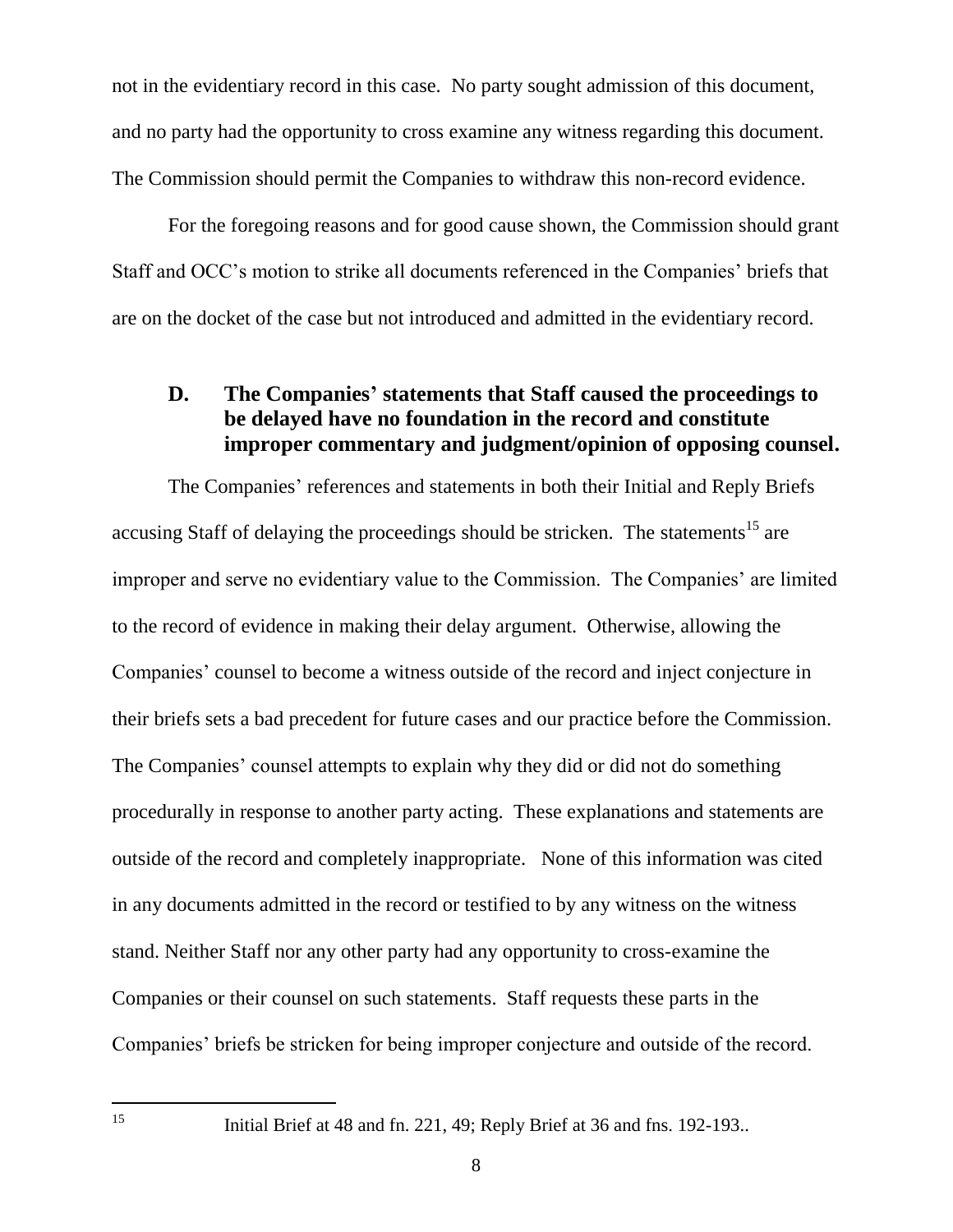not in the evidentiary record in this case. No party sought admission of this document, and no party had the opportunity to cross examine any witness regarding this document. The Commission should permit the Companies to withdraw this non-record evidence.

For the foregoing reasons and for good cause shown, the Commission should grant Staff and OCC's motion to strike all documents referenced in the Companies' briefs that are on the docket of the case but not introduced and admitted in the evidentiary record.

### D. The Companies' statements that Staff caused the proceedings to be delayed have no foundation in the record and constitute improper commentary and judgment/opinion of opposing counsel.

The Companies' references and statements in both their Initial and Reply Briefs accusing Staff of delaying the proceedings should be stricken. The statements[15] are improper and serve no evidentiary value to the Commission. The Companies' are limited to the record of evidence in making their delay argument. Otherwise, allowing the Companies' counsel to become a witness outside of the record and inject conjecture in their briefs sets a bad precedent for future cases and our practice before the Commission. The Companies' counsel attempts to explain why they did or did not do something procedurally in response to another party acting. These explanations and statements are outside of the record and completely inappropriate. None of this information was cited in any documents admitted in the record or testified to by any witness on the witness stand. Neither Staff nor any other party had any opportunity to cross-examine the Companies or their counsel on such statements. Staff requests these parts in the Companies' briefs be stricken for being improper conjecture and outside of the record.

---

[15] Initial Brief at 48 and fn. 221, 49; Reply Brief at 36 and fns. 192-193..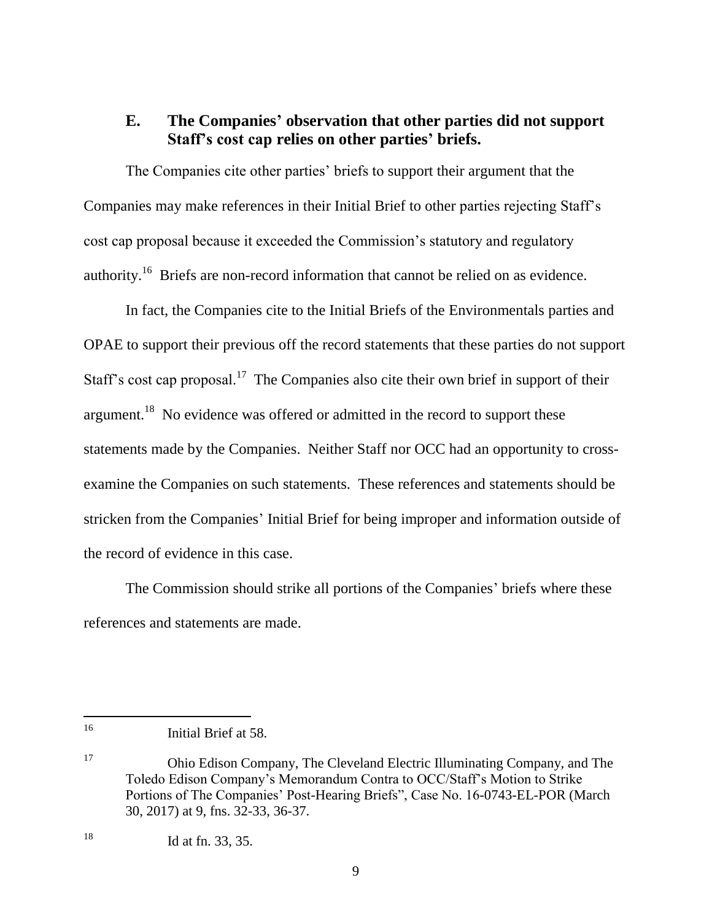### E. The Companies' observation that other parties did not support Staff's cost cap relies on other parties' briefs.

The Companies cite other parties' briefs to support their argument that the Companies may make references in their Initial Brief to other parties rejecting Staff's cost cap proposal because it exceeded the Commission's statutory and regulatory authority.[16] Briefs are non-record information that cannot be relied on as evidence.

In fact, the Companies cite to the Initial Briefs of the Environmentals parties and OPAE to support their previous off the record statements that these parties do not support Staff's cost cap proposal.[17] The Companies also cite their own brief in support of their argument.[18] No evidence was offered or admitted in the record to support these statements made by the Companies. Neither Staff nor OCC had an opportunity to cross-examine the Companies on such statements. These references and statements should be stricken from the Companies' Initial Brief for being improper and information outside of the record of evidence in this case.

The Commission should strike all portions of the Companies' briefs where these references and statements are made.

---

[16] Initial Brief at 58.

[17] Ohio Edison Company, The Cleveland Electric Illuminating Company, and The Toledo Edison Company's Memorandum Contra to OCC/Staff's Motion to Strike Portions of The Companies' Post-Hearing Briefs", Case No. 16-0743-EL-POR (March 30, 2017) at 9, fns. 32-33, 36-37.

[18] Id at fn. 33, 35.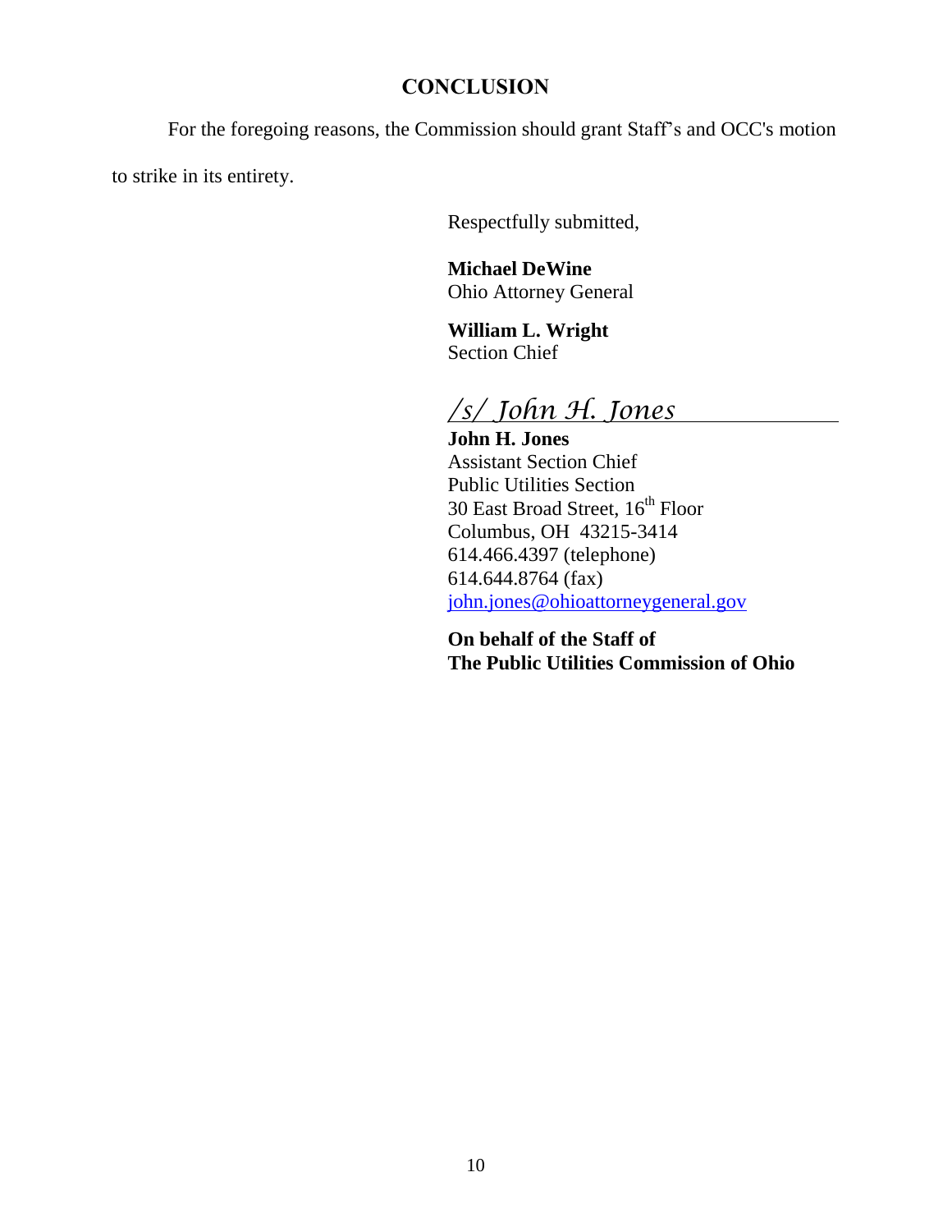## CONCLUSION

For the foregoing reasons, the Commission should grant Staff's and OCC's motion to strike in its entirety.

Respectfully submitted,

**Michael DeWine**
Ohio Attorney General

**William L. Wright**
Section Chief

*/s/ John H. Jones*

**John H. Jones**
Assistant Section Chief
Public Utilities Section
30 East Broad Street, 16th Floor
Columbus, OH 43215-3414
614.466.4397 (telephone)
614.644.8764 (fax)
john.jones@ohioattorneygeneral.gov

**On behalf of the Staff of**
**The Public Utilities Commission of Ohio**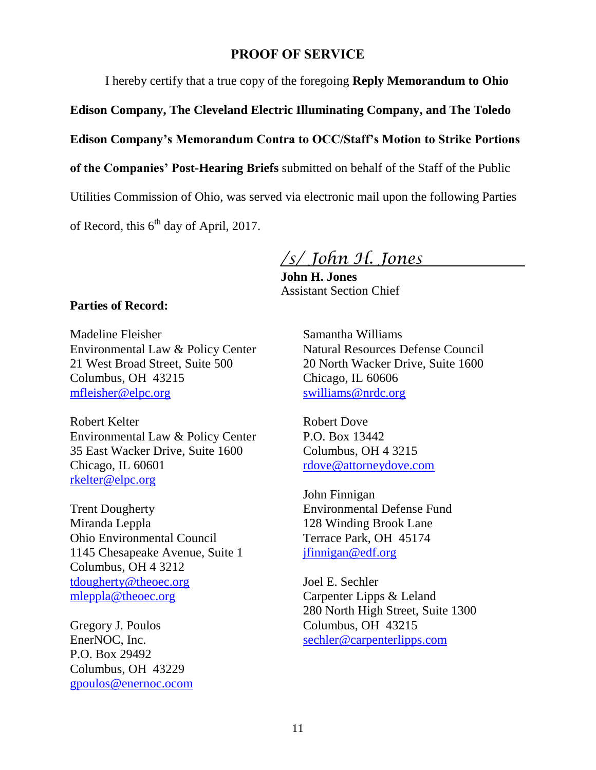## PROOF OF SERVICE

I hereby certify that a true copy of the foregoing **Reply Memorandum to Ohio Edison Company, The Cleveland Electric Illuminating Company, and The Toledo Edison Company's Memorandum Contra to OCC/Staff's Motion to Strike Portions of the Companies' Post-Hearing Briefs** submitted on behalf of the Staff of the Public Utilities Commission of Ohio, was served via electronic mail upon the following Parties of Record, this 6th day of April, 2017.

*/s/ John H. Jones*

**John H. Jones**
Assistant Section Chief

**Parties of Record:**

Madeline Fleisher
Environmental Law & Policy Center
21 West Broad Street, Suite 500
Columbus, OH 43215
mfleisher@elpc.org

Robert Kelter
Environmental Law & Policy Center
35 East Wacker Drive, Suite 1600
Chicago, IL 60601
rkelter@elpc.org

Trent Dougherty
Miranda Leppla
Ohio Environmental Council
1145 Chesapeake Avenue, Suite 1
Columbus, OH 4 3212
tdougherty@theoec.org
mleppla@theoec.org

Gregory J. Poulos
EnerNOC, Inc.
P.O. Box 29492
Columbus, OH 43229
gpoulos@enernoc.ocom

Samantha Williams
Natural Resources Defense Council
20 North Wacker Drive, Suite 1600
Chicago, IL 60606
swilliams@nrdc.org

Robert Dove
P.O. Box 13442
Columbus, OH 4 3215
rdove@attorneydove.com

John Finnigan
Environmental Defense Fund
128 Winding Brook Lane
Terrace Park, OH 45174
jfinnigan@edf.org

Joel E. Sechler
Carpenter Lipps & Leland
280 North High Street, Suite 1300
Columbus, OH 43215
sechler@carpenterlipps.com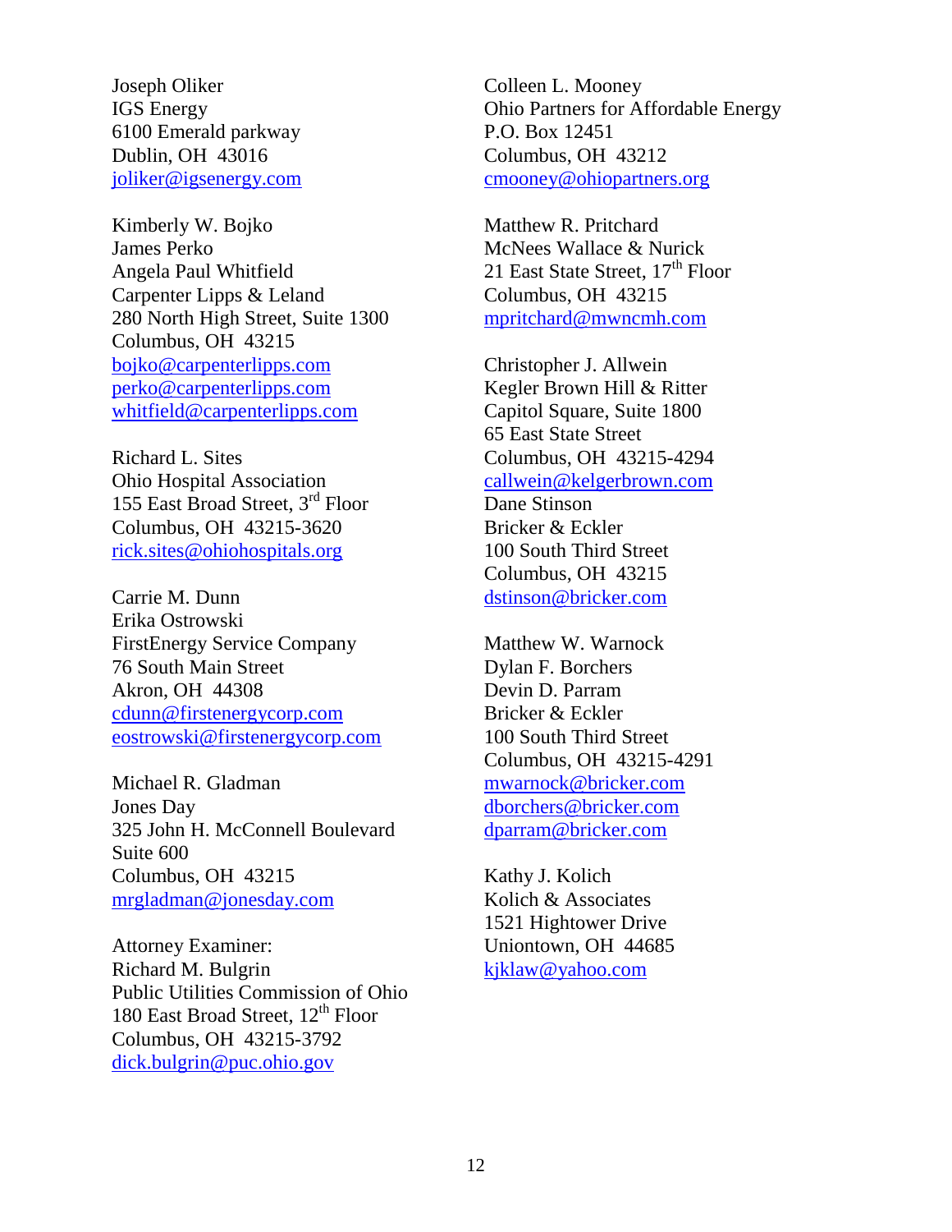Joseph Oliker
IGS Energy
6100 Emerald parkway
Dublin, OH 43016
joliker@igsenergy.com

Kimberly W. Bojko
James Perko
Angela Paul Whitfield
Carpenter Lipps & Leland
280 North High Street, Suite 1300
Columbus, OH 43215
bojko@carpenterlipps.com
perko@carpenterlipps.com
whitfield@carpenterlipps.com

Richard L. Sites
Ohio Hospital Association
155 East Broad Street, 3rd Floor
Columbus, OH 43215-3620
rick.sites@ohiohospitals.org

Carrie M. Dunn
Erika Ostrowski
FirstEnergy Service Company
76 South Main Street
Akron, OH 44308
cdunn@firstenergycorp.com
eostrowski@firstenergycorp.com

Michael R. Gladman
Jones Day
325 John H. McConnell Boulevard
Suite 600
Columbus, OH 43215
mrgladman@jonesday.com

Attorney Examiner:
Richard M. Bulgrin
Public Utilities Commission of Ohio
180 East Broad Street, 12th Floor
Columbus, OH 43215-3792
dick.bulgrin@puc.ohio.gov

Colleen L. Mooney
Ohio Partners for Affordable Energy
P.O. Box 12451
Columbus, OH 43212
cmooney@ohiopartners.org

Matthew R. Pritchard
McNees Wallace & Nurick
21 East State Street, 17th Floor
Columbus, OH 43215
mpritchard@mwncmh.com

Christopher J. Allwein
Kegler Brown Hill & Ritter
Capitol Square, Suite 1800
65 East State Street
Columbus, OH 43215-4294
callwein@kelgerbrown.com
Dane Stinson
Bricker & Eckler
100 South Third Street
Columbus, OH 43215
dstinson@bricker.com

Matthew W. Warnock
Dylan F. Borchers
Devin D. Parram
Bricker & Eckler
100 South Third Street
Columbus, OH 43215-4291
mwarnock@bricker.com
dborchers@bricker.com
dparram@bricker.com

Kathy J. Kolich
Kolich & Associates
1521 Hightower Drive
Uniontown, OH 44685
kjklaw@yahoo.com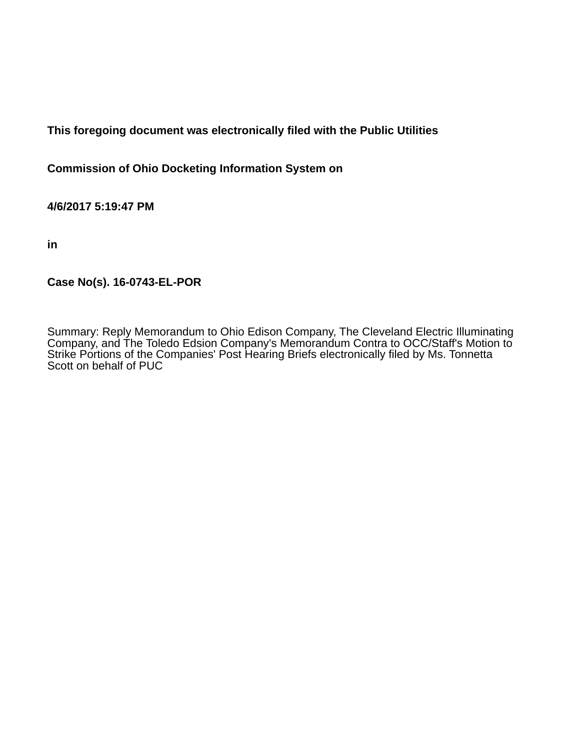**This foregoing document was electronically filed with the Public Utilities**

**Commission of Ohio Docketing Information System on**

**4/6/2017 5:19:47 PM**

**in**

**Case No(s). 16-0743-EL-POR**

Summary: Reply Memorandum to Ohio Edison Company, The Cleveland Electric Illuminating Company, and The Toledo Edsion Company's Memorandum Contra to OCC/Staff's Motion to Strike Portions of the Companies' Post Hearing Briefs electronically filed by Ms. Tonnetta Scott on behalf of PUC